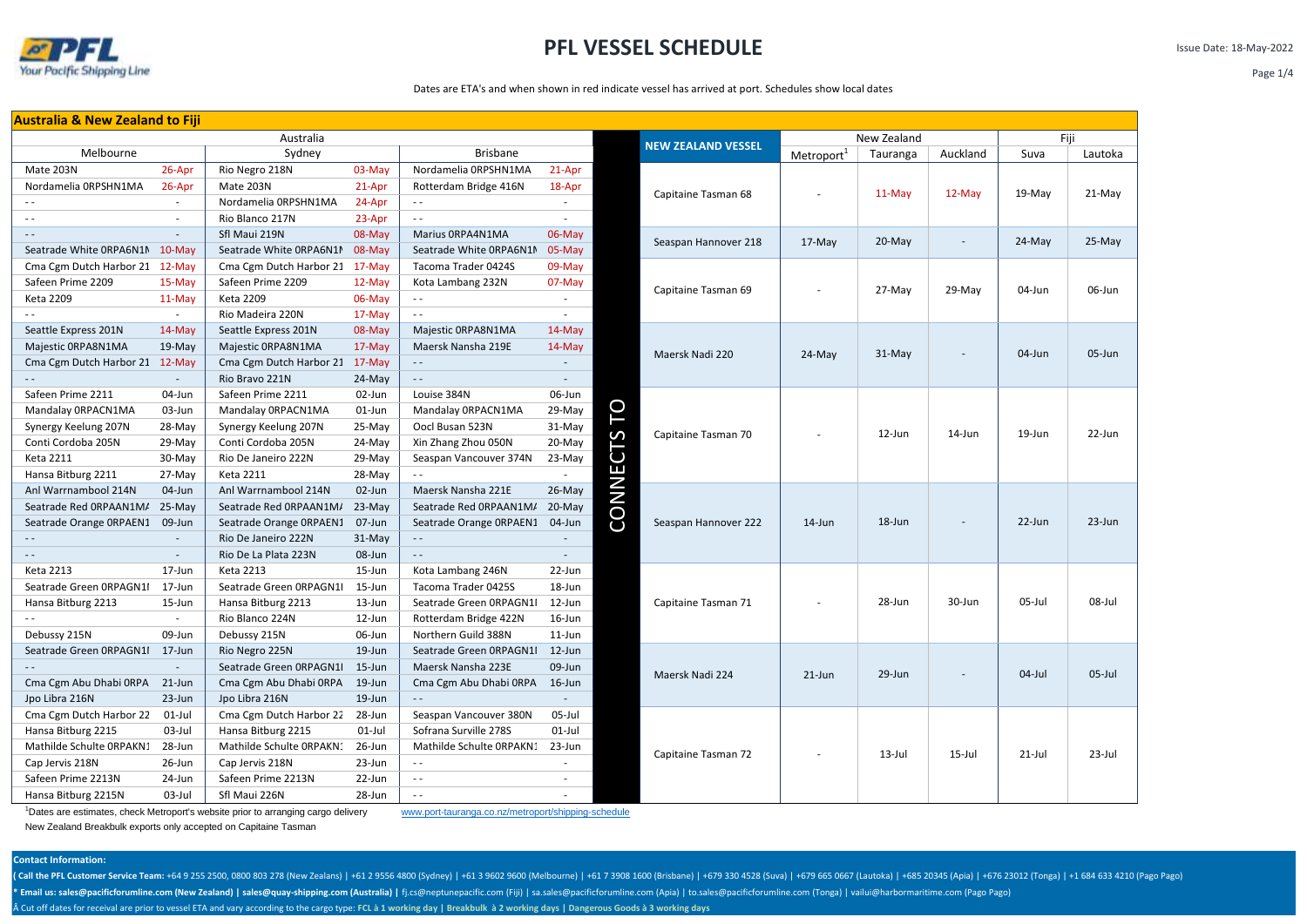# PFL VESSEL SCHEDULE

Issue Date: 18-May-2022

Dates are ETA's and when shown in red indicate vessel has arrived at port. Schedules show local dates

## Australia & New Zealand to Fiji

| Australia | | | | | | | NEW ZEALAND VESSEL | New Zealand | | | Fiji | |
|---|---|---|---|---|---|---|---|---|---|---|---|---|
| Melbourne | | Sydney | | Brisbane | | | | Metroport[1] | Tauranga | Auckland | Suva | Lautoka |
| Mate 203N | 26-Apr | Rio Negro 218N | 03-May | Nordamelia 0RPSHN1MA | 21-Apr | CONNECTS TO | Capitaine Tasman 68 | - | 11-May | 12-May | 19-May | 21-May |
| Nordamelia 0RPSHN1MA | 26-Apr | Mate 203N | 21-Apr | Rotterdam Bridge 416N | 18-Apr | | | | | | | |
| - - | - | Nordamelia 0RPSHN1MA | 24-Apr | - - | - | | | | | | | |
| - - | - | Rio Blanco 217N | 23-Apr | - - | - | | | | | | | |
| - - | - | Sfl Maui 219N | 08-May | Marius 0RPA4N1MA | 06-May | | Seaspan Hannover 218 | 17-May | 20-May | - | 24-May | 25-May |
| Seatrade White 0RPA6N1M | 10-May | Seatrade White 0RPA6N1M | 08-May | Seatrade White 0RPA6N1M | 05-May | | | | | | | |
| Cma Cgm Dutch Harbor 21 | 12-May | Cma Cgm Dutch Harbor 21 | 17-May | Tacoma Trader 0424S | 09-May | | Capitaine Tasman 69 | - | 27-May | 29-May | 04-Jun | 06-Jun |
| Safeen Prime 2209 | 15-May | Safeen Prime 2209 | 12-May | Kota Lambang 232N | 07-May | | | | | | | |
| Keta 2209 | 11-May | Keta 2209 | 06-May | - - | - | | | | | | | |
| - - | - | Rio Madeira 220N | 17-May | - - | - | | | | | | | |
| Seattle Express 201N | 14-May | Seattle Express 201N | 08-May | Majestic 0RPA8N1MA | 14-May | | Maersk Nadi 220 | 24-May | 31-May | - | 04-Jun | 05-Jun |
| Majestic 0RPA8N1MA | 19-May | Majestic 0RPA8N1MA | 17-May | Maersk Nansha 219E | 14-May | | | | | | | |
| Cma Cgm Dutch Harbor 21 | 12-May | Cma Cgm Dutch Harbor 21 | 17-May | - - | - | | | | | | | |
| - - | - | Rio Bravo 221N | 24-May | - - | - | | | | | | | |
| Safeen Prime 2211 | 04-Jun | Safeen Prime 2211 | 02-Jun | Louise 384N | 06-Jun | | Capitaine Tasman 70 | - | 12-Jun | 14-Jun | 19-Jun | 22-Jun |
| Mandalay 0RPACN1MA | 03-Jun | Mandalay 0RPACN1MA | 01-Jun | Mandalay 0RPACN1MA | 29-May | | | | | | | |
| Synergy Keelung 207N | 28-May | Synergy Keelung 207N | 25-May | Oocl Busan 523N | 31-May | | | | | | | |
| Conti Cordoba 205N | 29-May | Conti Cordoba 205N | 24-May | Xin Zhang Zhou 050N | 20-May | | | | | | | |
| Keta 2211 | 30-May | Rio De Janeiro 222N | 29-May | Seaspan Vancouver 374N | 23-May | | | | | | | |
| Hansa Bitburg 2211 | 27-May | Keta 2211 | 28-May | - - | - | | | | | | | |
| Anl Warrnambool 214N | 04-Jun | Anl Warrnambool 214N | 02-Jun | Maersk Nansha 221E | 26-May | | Seaspan Hannover 222 | 14-Jun | 18-Jun | - | 22-Jun | 23-Jun |
| Seatrade Red 0RPAAN1MA | 25-May | Seatrade Red 0RPAAN1MA | 23-May | Seatrade Red 0RPAAN1MA | 20-May | | | | | | | |
| Seatrade Orange 0RPAEN1 | 09-Jun | Seatrade Orange 0RPAEN1 | 07-Jun | Seatrade Orange 0RPAEN1 | 04-Jun | | | | | | | |
| - - | - | Rio De Janeiro 222N | 31-May | - - | - | | | | | | | |
| - - | - | Rio De La Plata 223N | 08-Jun | - - | - | | | | | | | |
| Keta 2213 | 17-Jun | Keta 2213 | 15-Jun | Kota Lambang 246N | 22-Jun | | Capitaine Tasman 71 | - | 28-Jun | 30-Jun | 05-Jul | 08-Jul |
| Seatrade Green 0RPAGN1I | 17-Jun | Seatrade Green 0RPAGN1I | 15-Jun | Tacoma Trader 0425S | 18-Jun | | | | | | | |
| Hansa Bitburg 2213 | 15-Jun | Hansa Bitburg 2213 | 13-Jun | Seatrade Green 0RPAGN1I | 12-Jun | | | | | | | |
| - - | - | Rio Blanco 224N | 12-Jun | Rotterdam Bridge 422N | 16-Jun | | | | | | | |
| Debussy 215N | 09-Jun | Debussy 215N | 06-Jun | Northern Guild 388N | 11-Jun | | | | | | | |
| Seatrade Green 0RPAGN1I | 17-Jun | Rio Negro 225N | 19-Jun | Seatrade Green 0RPAGN1I | 12-Jun | | Maersk Nadi 224 | 21-Jun | 29-Jun | - | 04-Jul | 05-Jul |
| - - | - | Seatrade Green 0RPAGN1I | 15-Jun | Maersk Nansha 223E | 09-Jun | | | | | | | |
| Cma Cgm Abu Dhabi 0RPA | 21-Jun | Cma Cgm Abu Dhabi 0RPA | 19-Jun | Cma Cgm Abu Dhabi 0RPA | 16-Jun | | | | | | | |
| Jpo Libra 216N | 23-Jun | Jpo Libra 216N | 19-Jun | - - | - | | | | | | | |
| Cma Cgm Dutch Harbor 22 | 01-Jul | Cma Cgm Dutch Harbor 22 | 28-Jun | Seaspan Vancouver 380N | 05-Jul | | Capitaine Tasman 72 | - | 13-Jul | 15-Jul | 21-Jul | 23-Jul |
| Hansa Bitburg 2215 | 03-Jul | Hansa Bitburg 2215 | 01-Jul | Sofrana Surville 278S | 01-Jul | | | | | | | |
| Mathilde Schulte 0RPAKN1 | 28-Jun | Mathilde Schulte 0RPAKN1 | 26-Jun | Mathilde Schulte 0RPAKN1 | 23-Jun | | | | | | | |
| Cap Jervis 218N | 26-Jun | Cap Jervis 218N | 23-Jun | - - | - | | | | | | | |
| Safeen Prime 2213N | 24-Jun | Safeen Prime 2213N | 22-Jun | - - | - | | | | | | | |
| Hansa Bitburg 2215N | 03-Jul | Sfl Maui 226N | 28-Jun | - - | - | | | | | | | |

[1]Dates are estimates, check Metroport's website prior to arranging cargo delivery www.port-tauranga.co.nz/metroport/shipping-schedule

New Zealand Breakbulk exports only accepted on Capitaine Tasman

**Contact Information:**

( Call the PFL Customer Service Team: +64 9 255 2500, 0800 803 278 (New Zealans) | +61 2 9556 4800 (Sydney) | +61 3 9602 9600 (Melbourne) | +61 7 3908 1600 (Brisbane) | +679 330 4528 (Suva) | +679 665 0667 (Lautoka) | +685 20345 (Apia) | +676 23012 (Tonga) | +1 684 633 4210 (Pago Pago)

* Email us: sales@pacificforumline.com (New Zealand) | sales@quay-shipping.com (Australia) | fj.cs@neptunepacific.com (Fiji) | sa.sales@pacificforumline.com (Apia) | to.sales@pacificforumline.com (Tonga) | vailui@harbormaritime.com (Pago Pago)

Â Cut off dates for receival are prior to vessel ETA and vary according to the cargo type: FCL à 1 working day | Breakbulk à 2 working days | Dangerous Goods à 3 working days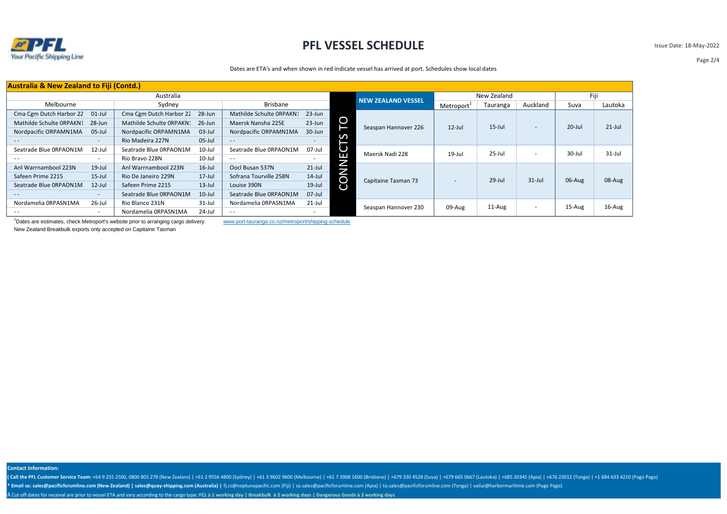# PFL VESSEL SCHEDULE

Issue Date: 18-May-2022

Dates are ETA's and when shown in red indicate vessel has arrived at port. Schedules show local dates

## Australia & New Zealand to Fiji (Contd.)

| Australia | | | | | | | NEW ZEALAND VESSEL | New Zealand | | | Fiji | |
|---|---|---|---|---|---|---|---|---|---|---|---|---|
| Melbourne | | Sydney | | Brisbane | | | | Metroport[1] | Tauranga | Auckland | Suva | Lautoka |
| Cma Cgm Dutch Harbor 22 | 01-Jul | Cma Cgm Dutch Harbor 22 | 28-Jun | Mathilde Schulte 0RPAKN1 | 23-Jun | CONNECTS TO | Seaspan Hannover 226 | 12-Jul | 15-Jul | - | 20-Jul | 21-Jul |
| Mathilde Schulte 0RPAKN1 | 28-Jun | Mathilde Schulte 0RPAKN1 | 26-Jun | Maersk Nansha 225E | 23-Jun | | | | | | | |
| Nordpacific ORPAMN1MA | 05-Jul | Nordpacific ORPAMN1MA | 03-Jul | Nordpacific ORPAMN1MA | 30-Jun | | | | | | | |
| - - | - | Rio Madeira 227N | 05-Jul | - - | - | | | | | | | |
| Seatrade Blue 0RPAON1M | 12-Jul | Seatrade Blue 0RPAON1M | 10-Jul | Seatrade Blue 0RPAON1M | 07-Jul | | Maersk Nadi 228 | 19-Jul | 25-Jul | - | 30-Jul | 31-Jul |
| - - | - | Rio Bravo 228N | 10-Jul | - - | - | | | | | | | |
| Anl Warrnambool 223N | 19-Jul | Anl Warrnambool 223N | 16-Jul | Oocl Busan 537N | 21-Jul | | Capitaine Tasman 73 | - | 29-Jul | 31-Jul | 06-Aug | 08-Aug |
| Safeen Prime 2215 | 15-Jul | Rio De Janeiro 229N | 17-Jul | Sofrana Tourville 258N | 14-Jul | | | | | | | |
| Seatrade Blue 0RPAON1M | 12-Jul | Safeen Prime 2215 | 13-Jul | Louise 390N | 19-Jul | | | | | | | |
| - - | - | Seatrade Blue 0RPAON1M | 10-Jul | Seatrade Blue 0RPAON1M | 07-Jul | | | | | | | |
| Nordamelia 0RPASN1MA | 26-Jul | Rio Blanco 231N | 31-Jul | Nordamelia 0RPASN1MA | 21-Jul | | Seaspan Hannover 230 | 09-Aug | 11-Aug | - | 15-Aug | 16-Aug |
| - - | - | Nordamelia 0RPASN1MA | 24-Jul | - - | - | | | | | | | |

[1]Dates are estimates, check Metroport's website prior to arranging cargo delivery www.port-tauranga.co.nz/metroport/shipping-schedule

New Zealand Breakbulk exports only accepted on Capitaine Tasman

**Contact Information:**

**( Call the PFL Customer Service Team:** +64 9 255 2500, 0800 803 278 (New Zealans) | +61 2 9556 4800 (Sydney) | +61 3 9602 9600 (Melbourne) | +61 7 3908 1600 (Brisbane) | +679 330 4528 (Suva) | +679 665 0667 (Lautoka) | +685 20345 (Apia) | +676 23012 (Tonga) | +1 684 633 4210 (Pago Pago)

**\* Email us: sales@pacificforumline.com (New Zealand) | sales@quay-shipping.com (Australia) |** fj.cs@neptunepacific.com (Fiji) | sa.sales@pacificforumline.com (Apia) | to.sales@pacificforumline.com (Tonga) | vailui@harbormaritime.com (Pago Pago)

Â Cut off dates for receival are prior to vessel ETA and vary according to the cargo type: **FCL à 1 working day** | **Breakbulk à 2 working days** | **Dangerous Goods à 3 working days**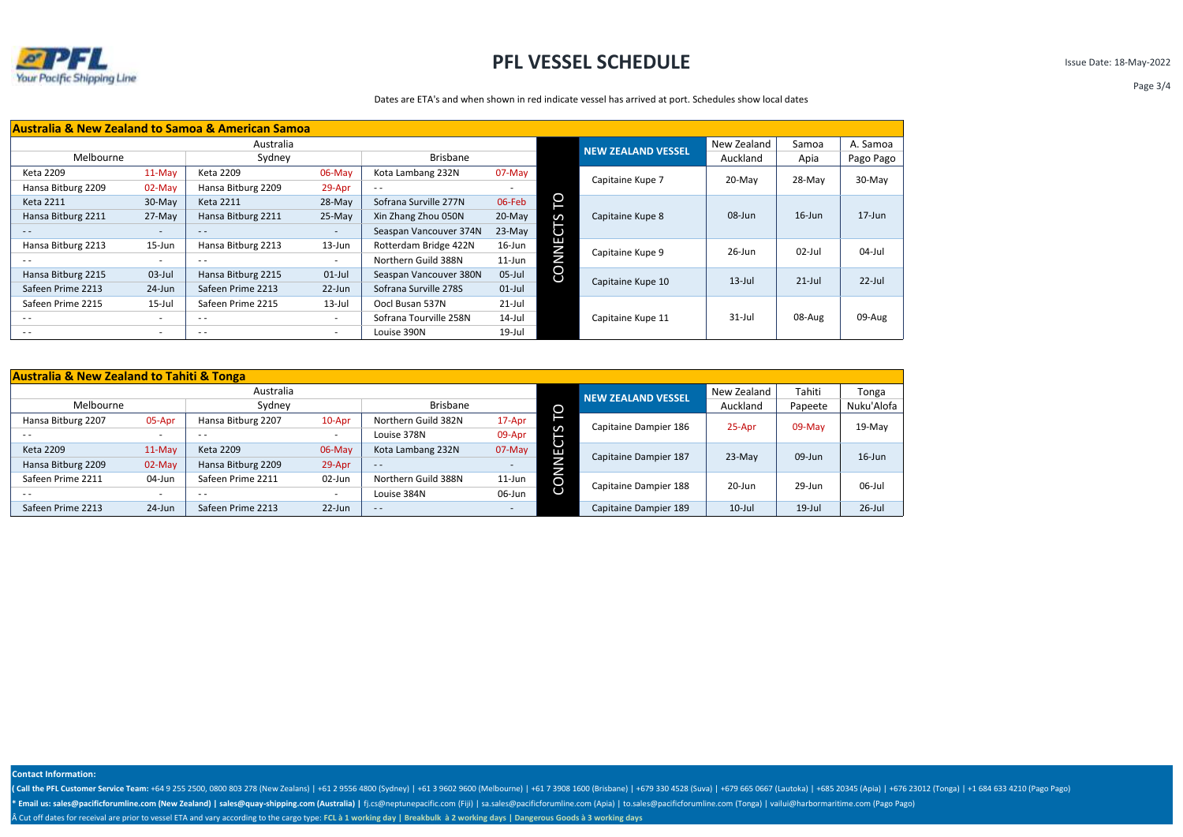# PFL VESSEL SCHEDULE

Issue Date: 18-May-2022

Dates are ETA's and when shown in red indicate vessel has arrived at port. Schedules show local dates

## Australia & New Zealand to Samoa & American Samoa

| Australia | | | | | | CONNECTS TO | NEW ZEALAND VESSEL | New Zealand | Samoa | A. Samoa |
|---|---|---|---|---|---|---|---|---|---|---|
| Melbourne | | Sydney | | Brisbane | | | | Auckland | Apia | Pago Pago |
| Keta 2209 | 11-May | Keta 2209 | 06-May | Kota Lambang 232N | 07-May | | Capitaine Kupe 7 | 20-May | 28-May | 30-May |
| Hansa Bitburg 2209 | 02-May | Hansa Bitburg 2209 | 29-Apr | - - | - | | | | | |
| Keta 2211 | 30-May | Keta 2211 | 28-May | Sofrana Surville 277N | 06-Feb | | Capitaine Kupe 8 | 08-Jun | 16-Jun | 17-Jun |
| Hansa Bitburg 2211 | 27-May | Hansa Bitburg 2211 | 25-May | Xin Zhang Zhou 050N | 20-May | | | | | |
| - - | - | - - | - | Seaspan Vancouver 374N | 23-May | | | | | |
| Hansa Bitburg 2213 | 15-Jun | Hansa Bitburg 2213 | 13-Jun | Rotterdam Bridge 422N | 16-Jun | | Capitaine Kupe 9 | 26-Jun | 02-Jul | 04-Jul |
| - - | - | - - | - | Northern Guild 388N | 11-Jun | | | | | |
| Hansa Bitburg 2215 | 03-Jul | Hansa Bitburg 2215 | 01-Jul | Seaspan Vancouver 380N | 05-Jul | | Capitaine Kupe 10 | 13-Jul | 21-Jul | 22-Jul |
| Safeen Prime 2213 | 24-Jun | Safeen Prime 2213 | 22-Jun | Sofrana Surville 278S | 01-Jul | | | | | |
| Safeen Prime 2215 | 15-Jul | Safeen Prime 2215 | 13-Jul | Oocl Busan 537N | 21-Jul | | Capitaine Kupe 11 | 31-Jul | 08-Aug | 09-Aug |
| - - | - | - - | - | Sofrana Tourville 258N | 14-Jul | | | | | |
| - - | - | - - | - | Louise 390N | 19-Jul | | | | | |

## Australia & New Zealand to Tahiti & Tonga

| Australia | | | | | | CONNECTS TO | NEW ZEALAND VESSEL | New Zealand | Tahiti | Tonga |
|---|---|---|---|---|---|---|---|---|---|---|
| Melbourne | | Sydney | | Brisbane | | | | Auckland | Papeete | Nuku'Alofa |
| Hansa Bitburg 2207 | 05-Apr | Hansa Bitburg 2207 | 10-Apr | Northern Guild 382N | 17-Apr | | Capitaine Dampier 186 | 25-Apr | 09-May | 19-May |
| - - | - | - - | - | Louise 378N | 09-Apr | | | | | |
| Keta 2209 | 11-May | Keta 2209 | 06-May | Kota Lambang 232N | 07-May | | Capitaine Dampier 187 | 23-May | 09-Jun | 16-Jun |
| Hansa Bitburg 2209 | 02-May | Hansa Bitburg 2209 | 29-Apr | - - | - | | | | | |
| Safeen Prime 2211 | 04-Jun | Safeen Prime 2211 | 02-Jun | Northern Guild 388N | 11-Jun | | Capitaine Dampier 188 | 20-Jun | 29-Jun | 06-Jul |
| - - | - | - - | - | Louise 384N | 06-Jun | | | | | |
| Safeen Prime 2213 | 24-Jun | Safeen Prime 2213 | 22-Jun | - - | - | | Capitaine Dampier 189 | 10-Jul | 19-Jul | 26-Jul |

**Contact Information:**

**( Call the PFL Customer Service Team:** +64 9 255 2500, 0800 803 278 (New Zealans) | +61 2 9556 4800 (Sydney) | +61 3 9602 9600 (Melbourne) | +61 7 3908 1600 (Brisbane) | +679 330 4528 (Suva) | +679 665 0667 (Lautoka) | +685 20345 (Apia) | +676 23012 (Tonga) | +1 684 633 4210 (Pago Pago)

**\* Email us: sales@pacificforumline.com (New Zealand) | sales@quay-shipping.com (Australia) |** fj.cs@neptunepacific.com (Fiji) | sa.sales@pacificforumline.com (Apia) | to.sales@pacificforumline.com (Tonga) | vailui@harbormaritime.com (Pago Pago)

Â Cut off dates for receival are prior to vessel ETA and vary according to the cargo type: **FCL à 1 working day | Breakbulk à 2 working days | Dangerous Goods à 3 working days**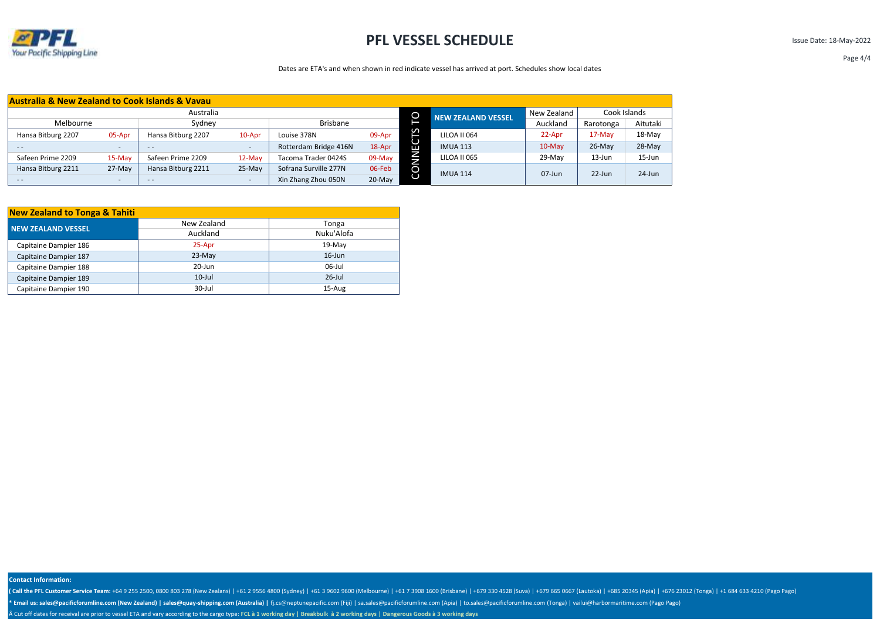# PFL VESSEL SCHEDULE

Issue Date: 18-May-2022

Dates are ETA's and when shown in red indicate vessel has arrived at port. Schedules show local dates

## Australia & New Zealand to Cook Islands & Vavau

| Australia | | | | | | CONNECTS TO | NEW ZEALAND VESSEL | New Zealand | Cook Islands | |
|---|---|---|---|---|---|---|---|---|---|---|
| Melbourne | | Sydney | | Brisbane | | | | Auckland | Rarotonga | Aitutaki |
| Hansa Bitburg 2207 | 05-Apr | Hansa Bitburg 2207 | 10-Apr | Louise 378N | 09-Apr | | LILOA II 064 | 22-Apr | 17-May | 18-May |
| - - | - | - - | - | Rotterdam Bridge 416N | 18-Apr | | IMUA 113 | 10-May | 26-May | 28-May |
| Safeen Prime 2209 | 15-May | Safeen Prime 2209 | 12-May | Tacoma Trader 0424S | 09-May | | LILOA II 065 | 29-May | 13-Jun | 15-Jun |
| Hansa Bitburg 2211 | 27-May | Hansa Bitburg 2211 | 25-May | Sofrana Surville 277N | 06-Feb | | IMUA 114 | 07-Jun | 22-Jun | 24-Jun |
| - - | - | - - | - | Xin Zhang Zhou 050N | 20-May | | | | | |

## New Zealand to Tonga & Tahiti

| NEW ZEALAND VESSEL | New Zealand | Tonga |
|---|---|---|
| | Auckland | Nuku'Alofa |
| Capitaine Dampier 186 | 25-Apr | 19-May |
| Capitaine Dampier 187 | 23-May | 16-Jun |
| Capitaine Dampier 188 | 20-Jun | 06-Jul |
| Capitaine Dampier 189 | 10-Jul | 26-Jul |
| Capitaine Dampier 190 | 30-Jul | 15-Aug |

**Contact Information:**

( **Call the PFL Customer Service Team:** +64 9 255 2500, 0800 803 278 (New Zealans) | +61 2 9556 4800 (Sydney) | +61 3 9602 9600 (Melbourne) | +61 7 3908 1600 (Brisbane) | +679 330 4528 (Suva) | +679 665 0667 (Lautoka) | +685 20345 (Apia) | +676 23012 (Tonga) | +1 684 633 4210 (Pago Pago)

* **Email us: sales@pacificforumline.com (New Zealand) | sales@quay-shipping.com (Australia) |** fj.cs@neptunepacific.com (Fiji) | sa.sales@pacificforumline.com (Apia) | to.sales@pacificforumline.com (Tonga) | vailui@harbormaritime.com (Pago Pago)

Â Cut off dates for receival are prior to vessel ETA and vary according to the cargo type: **FCL à 1 working day | Breakbulk à 2 working days | Dangerous Goods à 3 working days**